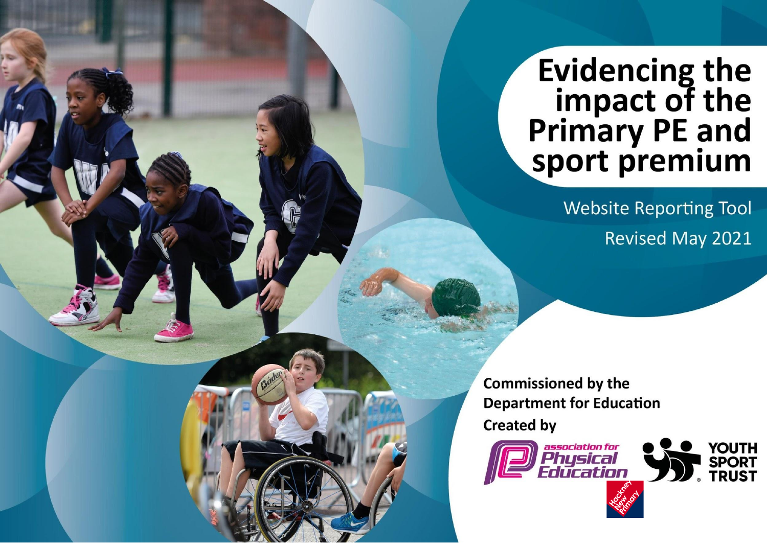# Evidencing the impact of the Primary PE and sport premium

Website Reporting Tool

Revised May 2021

**Commissioned by the Department for Education**

**Created by**

association for Physical Education

YOUTH SPORT TRUST

Hackney New Primary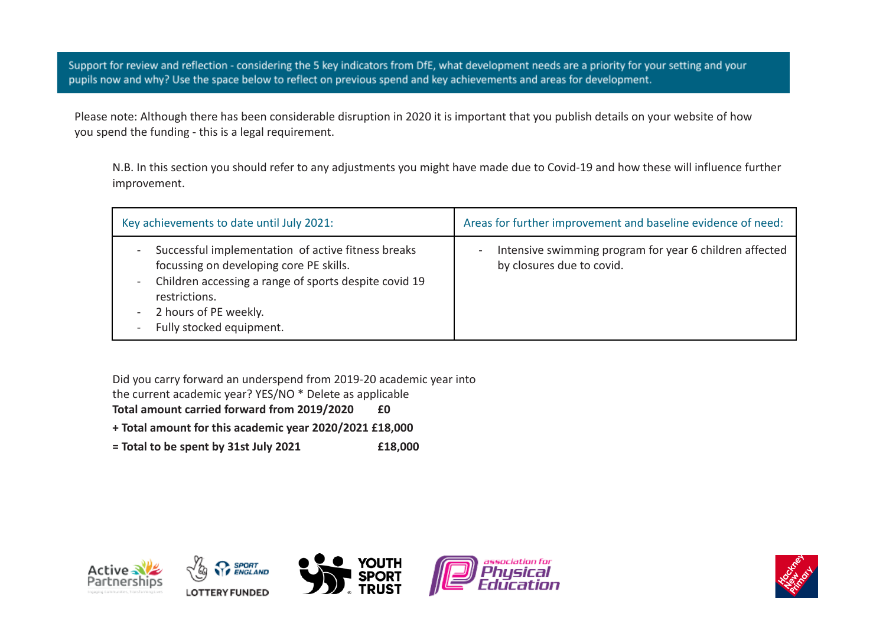Support for review and reflection - considering the 5 key indicators from DfE, what development needs are a priority for your setting and your pupils now and why? Use the space below to reflect on previous spend and key achievements and areas for development.

Please note: Although there has been considerable disruption in 2020 it is important that you publish details on your website of how you spend the funding - this is a legal requirement.

N.B. In this section you should refer to any adjustments you might have made due to Covid-19 and how these will influence further improvement.

| Key achievements to date until July 2021: | Areas for further improvement and baseline evidence of need: |
| --- | --- |
| - Successful implementation of active fitness breaks focussing on developing core PE skills.<br>- Children accessing a range of sports despite covid 19 restrictions.<br>- 2 hours of PE weekly.<br>- Fully stocked equipment. | - Intensive swimming program for year 6 children affected by closures due to covid. |

Did you carry forward an underspend from 2019-20 academic year into the current academic year? YES/NO * Delete as applicable

**Total amount carried forward from 2019/2020 £0**

**+ Total amount for this academic year 2020/2021 £18,000**

**= Total to be spent by 31st July 2021 £18,000**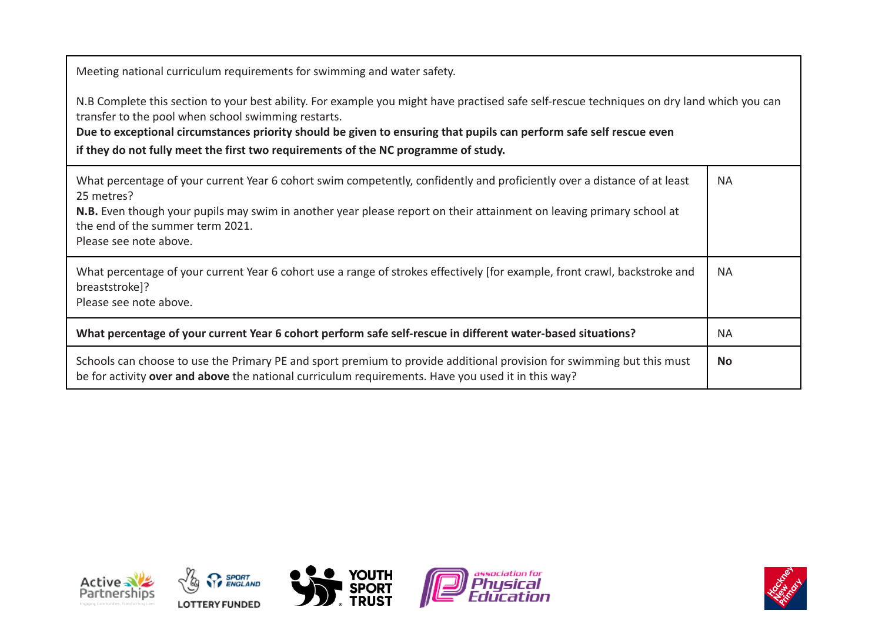| Meeting national curriculum requirements for swimming and water safety.<br><br>N.B Complete this section to your best ability. For example you might have practised safe self-rescue techniques on dry land which you can transfer to the pool when school swimming restarts.<br>**Due to exceptional circumstances priority should be given to ensuring that pupils can perform safe self rescue even if they do not fully meet the first two requirements of the NC programme of study.** | |
|---|---|
| What percentage of your current Year 6 cohort swim competently, confidently and proficiently over a distance of at least 25 metres?<br>**N.B.** Even though your pupils may swim in another year please report on their attainment on leaving primary school at the end of the summer term 2021.<br>Please see note above. | NA |
| What percentage of your current Year 6 cohort use a range of strokes effectively [for example, front crawl, backstroke and breaststroke]?<br>Please see note above. | NA |
| **What percentage of your current Year 6 cohort perform safe self-rescue in different water-based situations?** | NA |
| Schools can choose to use the Primary PE and sport premium to provide additional provision for swimming but this must be for activity **over and above** the national curriculum requirements. Have you used it in this way? | **No** |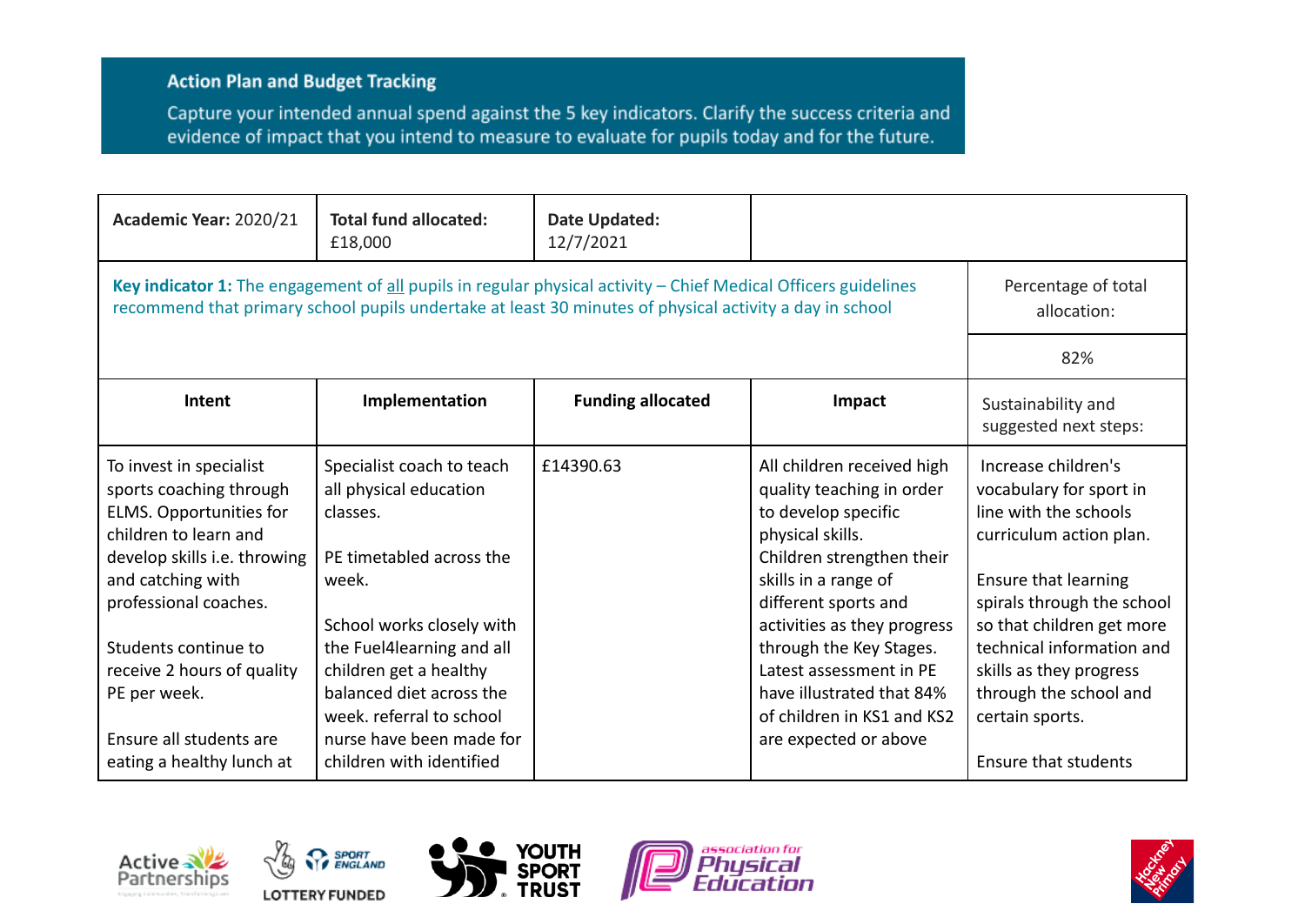## Action Plan and Budget Tracking

Capture your intended annual spend against the 5 key indicators. Clarify the success criteria and evidence of impact that you intend to measure to evaluate for pupils today and for the future.

| **Academic Year:** 2020/21 | **Total fund allocated:** £18,000 | **Date Updated:** 12/7/2021 | | |
|---|---|---|---|---|
| **Key indicator 1:** The engagement of all pupils in regular physical activity – Chief Medical Officers guidelines recommend that primary school pupils undertake at least 30 minutes of physical activity a day in school | | | | Percentage of total allocation: 82% |
| **Intent** | **Implementation** | **Funding allocated** | **Impact** | Sustainability and suggested next steps: |
| To invest in specialist sports coaching through ELMS. Opportunities for children to learn and develop skills i.e. throwing and catching with professional coaches.<br><br>Students continue to receive 2 hours of quality PE per week.<br><br>Ensure all students are eating a healthy lunch at | Specialist coach to teach all physical education classes.<br><br>PE timetabled across the week.<br><br>School works closely with the Fuel4learning and all children get a healthy balanced diet across the week. referral to school nurse have been made for children with identified | £14390.63 | All children received high quality teaching in order to develop specific physical skills.<br>Children strengthen their skills in a range of different sports and activities as they progress through the Key Stages.<br>Latest assessment in PE have illustrated that 84% of children in KS1 and KS2 are expected or above | Increase children's vocabulary for sport in line with the schools curriculum action plan.<br><br>Ensure that learning spirals through the school so that children get more technical information and skills as they progress through the school and certain sports.<br><br>Ensure that students |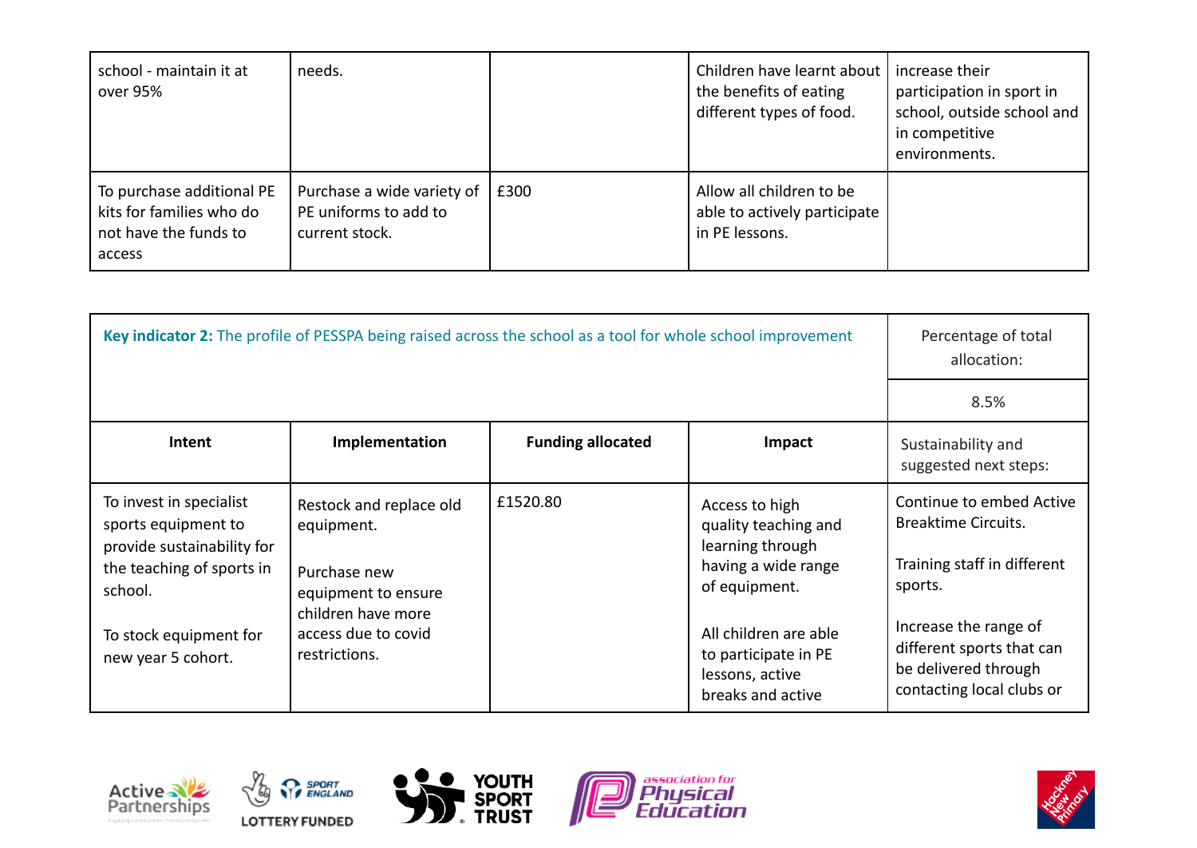| school - maintain it at over 95% | needs. | | Children have learnt about the benefits of eating different types of food. | increase their participation in sport in school, outside school and in competitive environments. |
|---|---|---|---|---|
| To purchase additional PE kits for families who do not have the funds to access | Purchase a wide variety of PE uniforms to add to current stock. | £300 | Allow all children to be able to actively participate in PE lessons. | |

| **Key indicator 2:** The profile of PESSPA being raised across the school as a tool for whole school improvement | | | | Percentage of total allocation: 8.5% |
|---|---|---|---|---|
| **Intent** | **Implementation** | **Funding allocated** | **Impact** | Sustainability and suggested next steps: |
| To invest in specialist sports equipment to provide sustainability for the teaching of sports in school.<br><br>To stock equipment for new year 5 cohort. | Restock and replace old equipment.<br><br>Purchase new equipment to ensure children have more access due to covid restrictions. | £1520.80 | Access to high quality teaching and learning through having a wide range of equipment.<br><br>All children are able to participate in PE lessons, active breaks and active | Continue to embed Active Breaktime Circuits.<br><br>Training staff in different sports.<br><br>Increase the range of different sports that can be delivered through contacting local clubs or |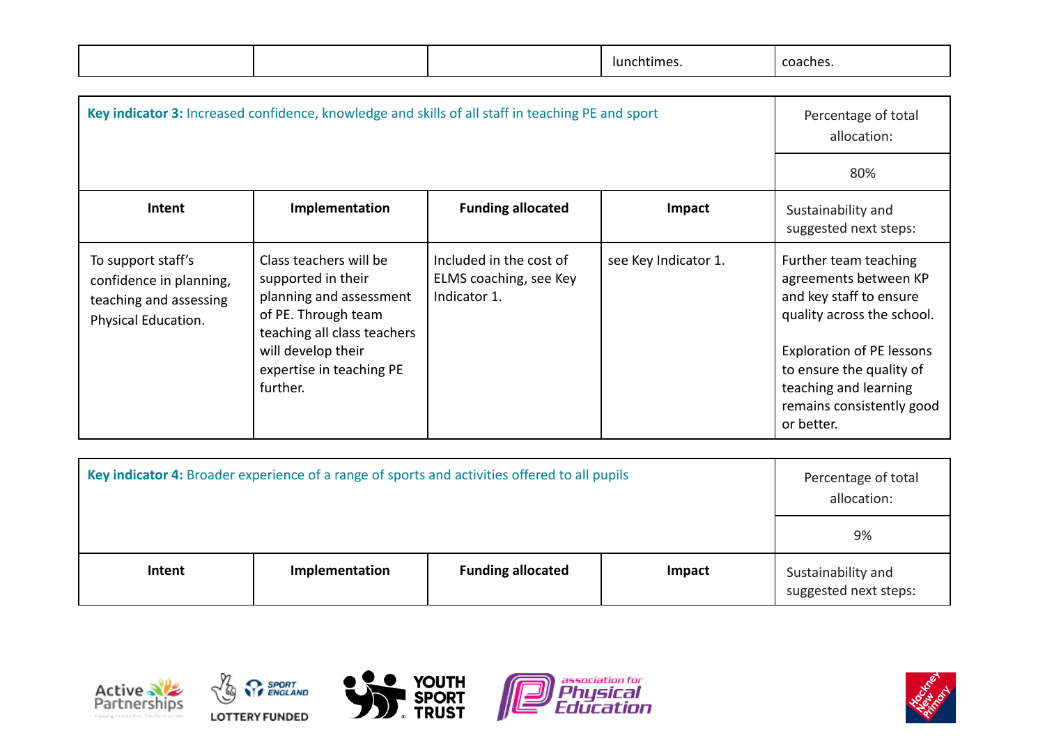| | | | lunchtimes. | coaches. |
|---|---|---|---|---|

| **Key indicator 3:** Increased confidence, knowledge and skills of all staff in teaching PE and sport | | | | Percentage of total allocation: |
|---|---|---|---|---|
| | | | | 80% |
| **Intent** | **Implementation** | **Funding allocated** | **Impact** | Sustainability and suggested next steps: |
| To support staff's confidence in planning, teaching and assessing Physical Education. | Class teachers will be supported in their planning and assessment of PE. Through team teaching all class teachers will develop their expertise in teaching PE further. | Included in the cost of ELMS coaching, see Key Indicator 1. | see Key Indicator 1. | Further team teaching agreements between KP and key staff to ensure quality across the school.<br><br>Exploration of PE lessons to ensure the quality of teaching and learning remains consistently good or better. |

| **Key indicator 4:** Broader experience of a range of sports and activities offered to all pupils | | | | Percentage of total allocation: |
|---|---|---|---|---|
| | | | | 9% |
| **Intent** | **Implementation** | **Funding allocated** | **Impact** | Sustainability and suggested next steps: |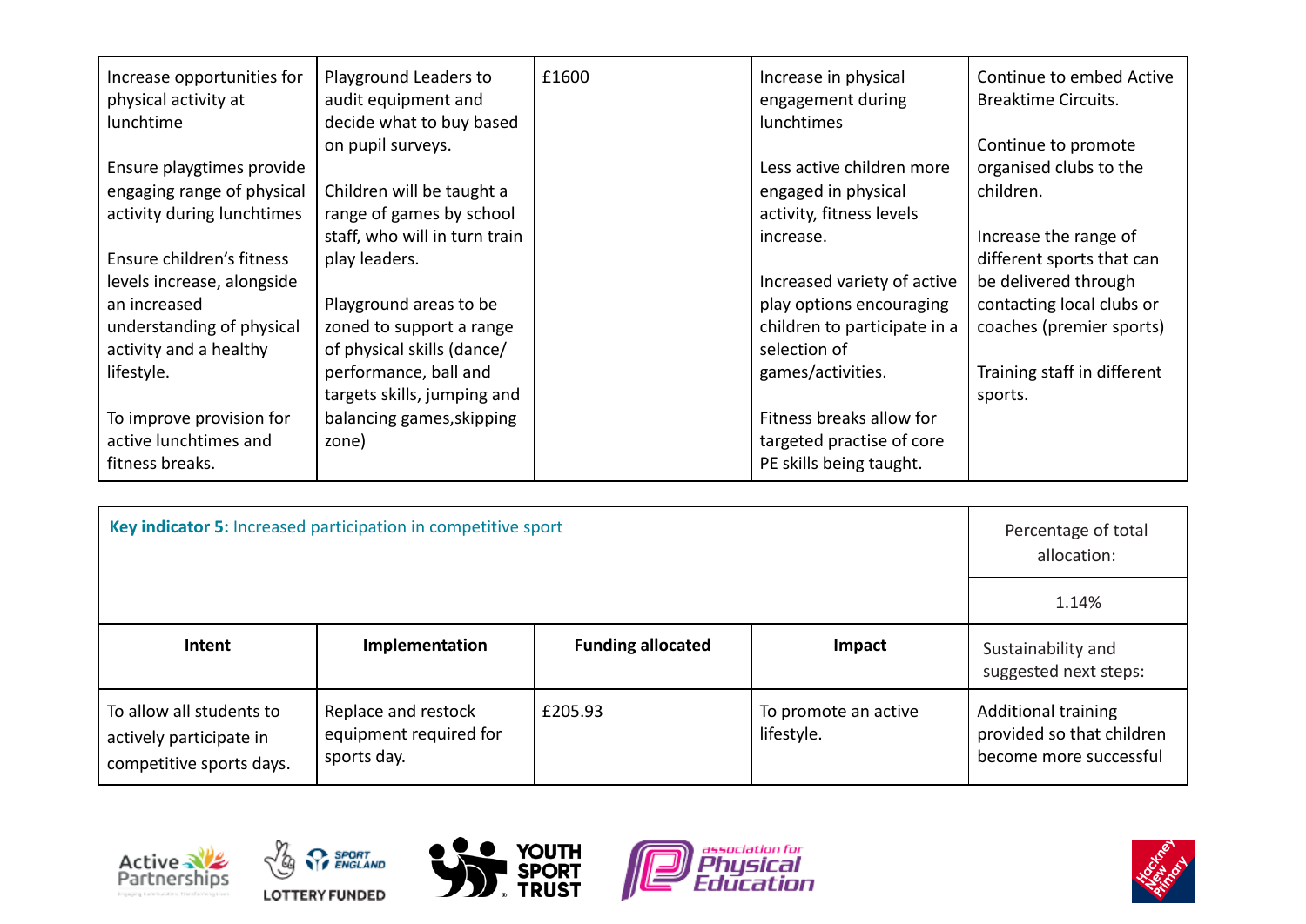| | | | | |
|---|---|---|---|---|
| Increase opportunities for physical activity at lunchtime<br><br>Ensure playgtimes provide engaging range of physical activity during lunchtimes<br><br>Ensure children's fitness levels increase, alongside an increased understanding of physical activity and a healthy lifestyle.<br><br>To improve provision for active lunchtimes and fitness breaks. | Playground Leaders to audit equipment and decide what to buy based on pupil surveys.<br><br>Children will be taught a range of games by school staff, who will in turn train play leaders.<br><br>Playground areas to be zoned to support a range of physical skills (dance/ performance, ball and targets skills, jumping and balancing games,skipping zone) | £1600 | Increase in physical engagement during lunchtimes<br><br>Less active children more engaged in physical activity, fitness levels increase.<br><br>Increased variety of active play options encouraging children to participate in a selection of games/activities.<br><br>Fitness breaks allow for targeted practise of core PE skills being taught. | Continue to embed Active Breaktime Circuits.<br><br>Continue to promote organised clubs to the children.<br><br>Increase the range of different sports that can be delivered through contacting local clubs or coaches (premier sports)<br><br>Training staff in different sports. |

| **Key indicator 5:** Increased participation in competitive sport | | | | Percentage of total allocation:<br><br>1.14% |
|---|---|---|---|---|
| **Intent** | **Implementation** | **Funding allocated** | **Impact** | Sustainability and suggested next steps: |
| To allow all students to actively participate in competitive sports days. | Replace and restock equipment required for sports day. | £205.93 | To promote an active lifestyle. | Additional training provided so that children become more successful |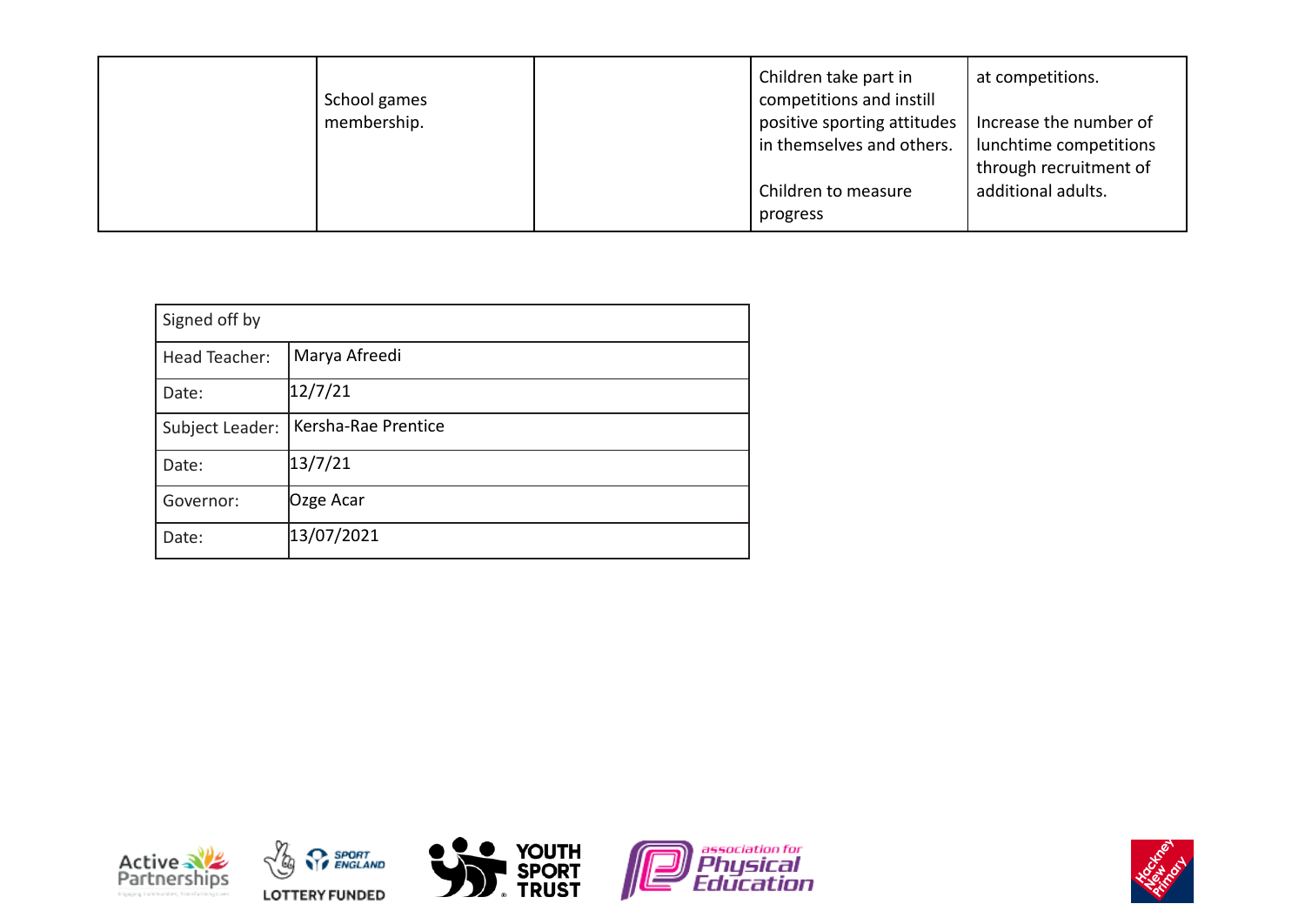| | | | | |
|---|---|---|---|---|
| | School games membership. | | Children take part in competitions and instill positive sporting attitudes in themselves and others.<br><br>Children to measure progress | at competitions.<br><br>Increase the number of lunchtime competitions through recruitment of additional adults. |

| Signed off by | |
|---|---|
| Head Teacher: | Marya Afreedi |
| Date: | 12/7/21 |
| Subject Leader: | Kersha-Rae Prentice |
| Date: | 13/7/21 |
| Governor: | Ozge Acar |
| Date: | 13/07/2021 |